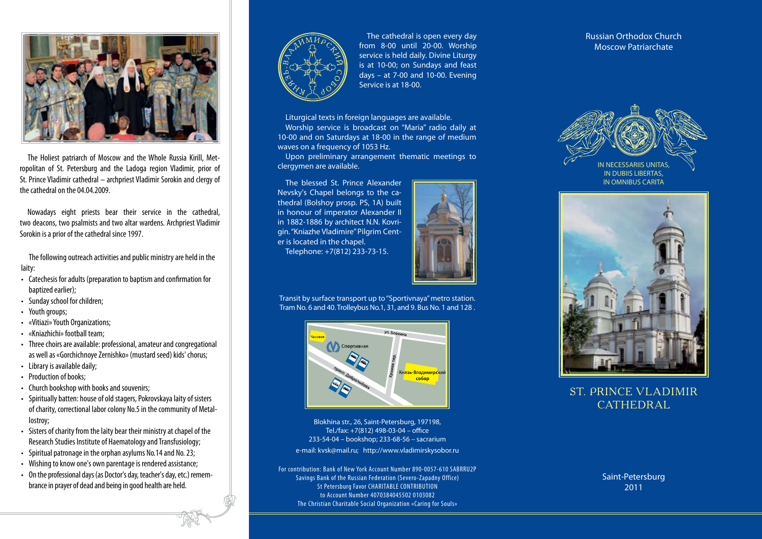The Holiest patriarch of Moscow and the Whole Russia Kirill, Metropolitan of St. Petersburg and the Ladoga region Vladimir, prior of St. Prince Vladimir cathedral – archpriest Vladimir Sorokin and clergy of the cathedral on the 04.04.2009.

Nowadays eight priests bear their service in the cathedral, two deacons, two psalmists and two altar wardens. Archpriest Vladimir Sorokin is a prior of the cathedral since 1997.

The following outreach activities and public ministry are held in the laity:

- Catechesis for adults (preparation to baptism and confirmation for baptized earlier);
- Sunday school for children;
- Youth groups;
- «Vitiazi» Youth Organizations;
- «Kniazhichi» football team;
- Three choirs are available: professional, amateur and congregational as well as «Gorchichnoye Zernishko» (mustard seed) kids' chorus;
- Library is available daily;
- Production of books;
- Church bookshop with books and souvenirs;
- Spiritually batten: house of old stagers, Pokrovskaya laity of sisters of charity, correctional labor colony No.5 in the community of Metallostroy;
- Sisters of charity from the laity bear their ministry at chapel of the Research Studies Institute of Haematology and Transfusiology;
- Spiritual patronage in the orphan asylums No.14 and No. 23;
- Wishing to know one's own parentage is rendered assistance;
- On the professional days (as Doctor's day, teacher's day, etc.) remembrance in prayer of dead and being in good health are held.

КНЯЗЬ-ВЛАДИМИРСКИЙ СОБОР

The cathedral is open every day from 8-00 until 20-00. Worship service is held daily. Divine Liturgy is at 10-00; on Sundays and feast days – at 7-00 and 10-00. Evening Service is at 18-00.

Liturgical texts in foreign languages are available.

Worship service is broadcast on "Maria" radio daily at 10-00 and on Saturdays at 18-00 in the range of medium waves on a frequency of 1053 Hz.

Upon preliminary arrangement thematic meetings to clergymen are available.

The blessed St. Prince Alexander Nevsky's Chapel belongs to the cathedral (Bolshoy prosp. PS, 1A) built in honour of imperator Alexander II in 1882-1886 by architect N.N. Kovrigin. "Kniazhe Vladimire" Pilgrim Center is located in the chapel.
Telephone: +7(812) 233-73-15.

Transit by surface transport up to "Sportivnaya" metro station. Tram No. 6 and 40. Trolleybus No.1, 31, and 9. Bus No. 1 and 128 .

Часовня
ул. Блохина
Спортивная
Храмов пер.
просп. Добролюбова
Князь-Владимирский собор

Blokhina str., 26, Saint-Petersburg, 197198,
Tel./fax: +7(812) 498-03-04 – office
233-54-04 – bookshop; 233-68-56 – sacrarium
e-mail: kvsk@mail.ru; http://www.vladimirskysobor.ru

For contribution: Bank of New York Account Number 890-0057-610 SABRRU2P
Savings Bank of the Russian Federation (Severo-Zapadny Office)
St Petersburg Favor CHARITABLE CONTRIBUTION
to Account Number 4070384045502 0103082
The Christian Charitable Social Organization «Caring for Souls»

Russian Orthodox Church
Moscow Patriarchate

IN NECESSARIIS UNITAS,
IN DUBIIS LIBERTAS,
IN OMNIBUS CARITA

# ST. PRINCE VLADIMIR CATHEDRAL

Saint-Petersburg
2011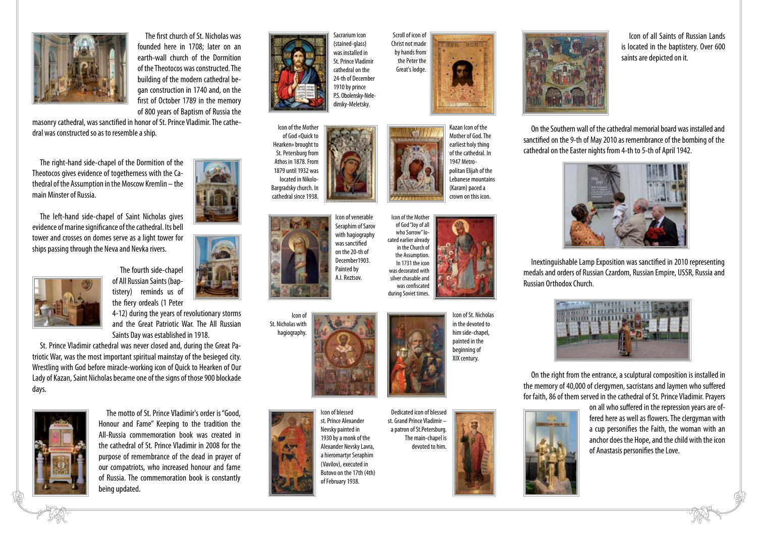The first church of St. Nicholas was founded here in 1708; later on an earth-wall church of the Dormition of the Theotocos was constructed. The building of the modern cathedral began construction in 1740 and, on the first of October 1789 in the memory of 800 years of Baptism of Russia the masonry cathedral, was sanctified in honor of St. Prince Vladimir. The cathedral was constructed so as to resemble a ship.

The right-hand side-chapel of the Dormition of the Theotocos gives evidence of togetherness with the Cathedral of the Assumption in the Moscow Kremlin – the main Minster of Russia.

The left-hand side-chapel of Saint Nicholas gives evidence of marine significance of the cathedral. Its bell tower and crosses on domes serve as a light tower for ships passing through the Neva and Nevka rivers.

The fourth side-chapel of All Russian Saints (baptistery) reminds us of the fiery ordeals (1 Peter 4-12) during the years of revolutionary storms and the Great Patriotic War. The All Russian Saints Day was established in 1918.

St. Prince Vladimir cathedral was never closed and, during the Great Patriotic War, was the most important spiritual mainstay of the besieged city. Wrestling with God before miracle-working icon of Quick to Hearken of Our Lady of Kazan, Saint Nicholas became one of the signs of those 900 blockade days.

The motto of St. Prince Vladimir's order is "Good, Honour and Fame" Keeping to the tradition the All-Russia commemoration book was created in the cathedral of St. Prince Vladimir in 2008 for the purpose of remembrance of the dead in prayer of our compatriots, who increased honour and fame of Russia. The commemoration book is constantly being updated.

Sacrarium icon (stained-glass) was installed in St. Prince Vladimir cathedral on the 24-th of December 1910 by prince P.S. Obolensky-Neledinsky-Meletsky.

Scroll of icon of Christ not made by hands from the Peter the Great's lodge.

Icon of the Mother of God «Quick to Hearken» brought to St. Petersburg from Athos in 1878. From 1879 until 1932 was located in Nikolo-Bargradsky church. In cathedral since 1938.

Kazan Icon of the Mother of God. The earliest holy thing of the cathedral. In 1947 Metropolitan Elijah of the Lebanese mountains (Karam) paced a crown on this icon.

Icon of venerable Seraphim of Sarov with hagiography was sanctified on the 20-th of December1903. Painted by A.I. Reztsov.

Icon of the Mother of God "Joy of all who Sorrow" located earlier already in the Church of the Assumption. In 1731 the icon was decorated with silver chasuble and was confiscated during Soviet times.

Icon of St. Nicholas with hagiography.

Icon of St. Nicholas in the devoted to him side-chapel, painted in the beginning of XIX century.

Icon of blessed st. Prince Alexander Nevsky painted in 1930 by a monk of the Alexander Nevsky Lavra, a hieromartyr Seraphim (Vavilov), executed in Butovo on the 17th (4th) of February 1938.

Dedicated icon of blessed st. Grand Prince Vladimir – a patron of St.Petersburg. The main-chapel is devoted to him.

Icon of all Saints of Russian Lands is located in the baptistery. Over 600 saints are depicted on it.

On the Southern wall of the cathedral memorial board was installed and sanctified on the 9-th of May 2010 as remembrance of the bombing of the cathedral on the Easter nights from 4-th to 5-th of April 1942.

Inextinguishable Lamp Exposition was sanctified in 2010 representing medals and orders of Russian Czardom, Russian Empire, USSR, Russia and Russian Orthodox Church.

On the right from the entrance, a sculptural composition is installed in the memory of 40,000 of clergymen, sacristans and laymen who suffered for faith, 86 of them served in the cathedral of St. Prince Vladimir. Prayers on all who suffered in the repression years are offered here as well as flowers. The clergyman with a cup personifies the Faith, the woman with an anchor does the Hope, and the child with the icon of Anastasis personifies the Love.